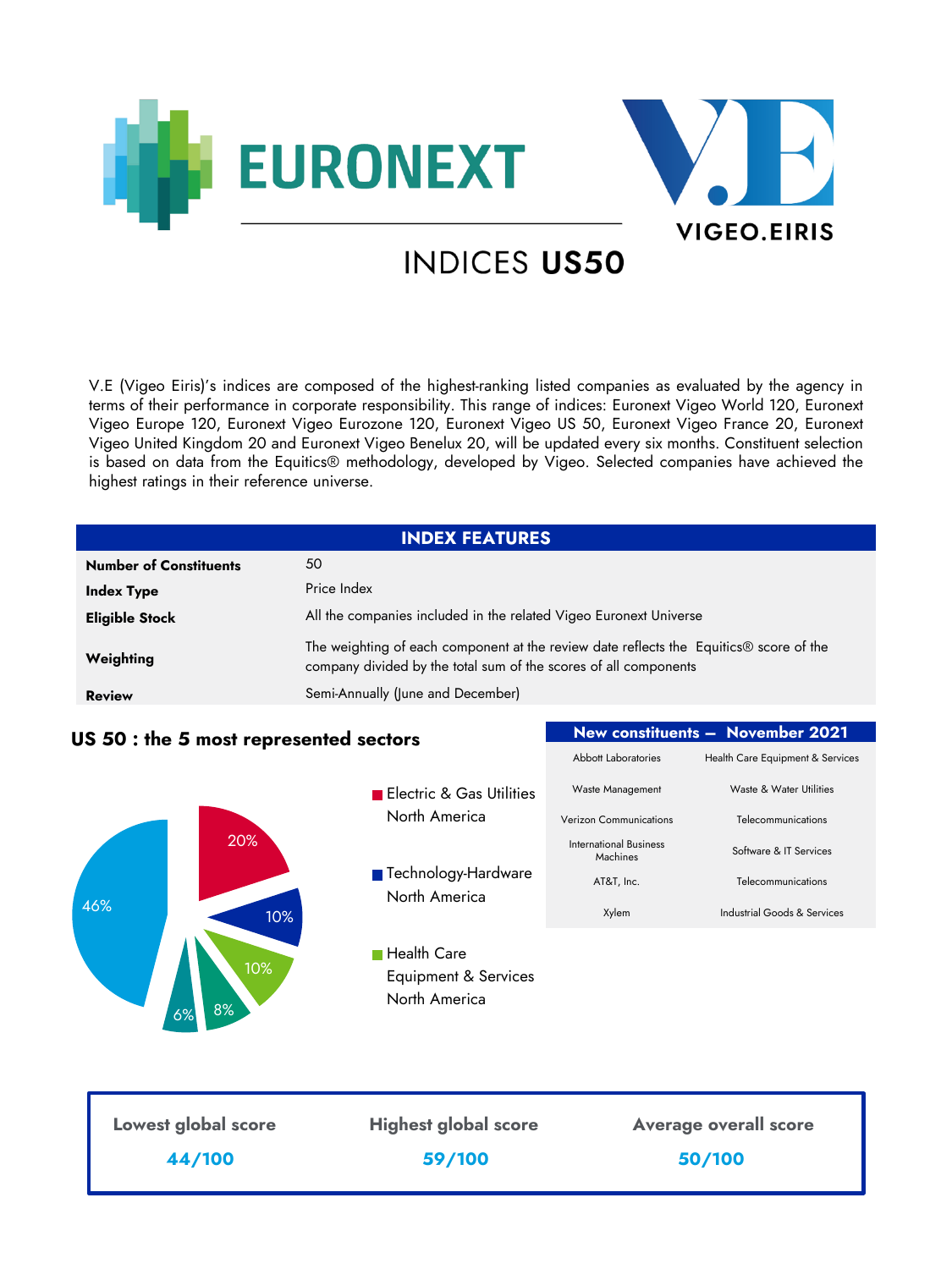# INDICES US50

V.E (Vigeo Eiris)'s indices are composed of the highest-ranking listed companies as evaluated by the agency in terms of their performance in corporate responsibility. This range of indices: Euronext Vigeo World 120, Euronext Vigeo Europe 120, Euronext Vigeo Eurozone 120, Euronext Vigeo US 50, Euronext Vigeo France 20, Euronext Vigeo United Kingdom 20 and Euronext Vigeo Benelux 20, will be updated every six months. Constituent selection is based on data from the Equitics® methodology, developed by Vigeo. Selected companies have achieved the highest ratings in their reference universe.

| INDEX FEATURES | |
|---|---|
| **Number of Constituents** | 50 |
| **Index Type** | Price Index |
| **Eligible Stock** | All the companies included in the related Vigeo Euronext Universe |
| **Weighting** | The weighting of each component at the review date reflects the Equitics® score of the company divided by the total sum of the scores of all components |
| **Review** | Semi-Annually (June and December) |

## US 50 : the 5 most represented sectors

- Electric & Gas Utilities North America: 20%
- Technology-Hardware North America: 10%
- Health Care Equipment & Services North America: 10%
- 8%
- 6%
- 46%

| New constituents – November 2021 | |
|---|---|
| Abbott Laboratories | Health Care Equipment & Services |
| Waste Management | Waste & Water Utilities |
| Verizon Communications | Telecommunications |
| International Business Machines | Software & IT Services |
| AT&T, Inc. | Telecommunications |
| Xylem | Industrial Goods & Services |

| Lowest global score | Highest global score | Average overall score |
|---|---|---|
| **44/100** | **59/100** | **50/100** |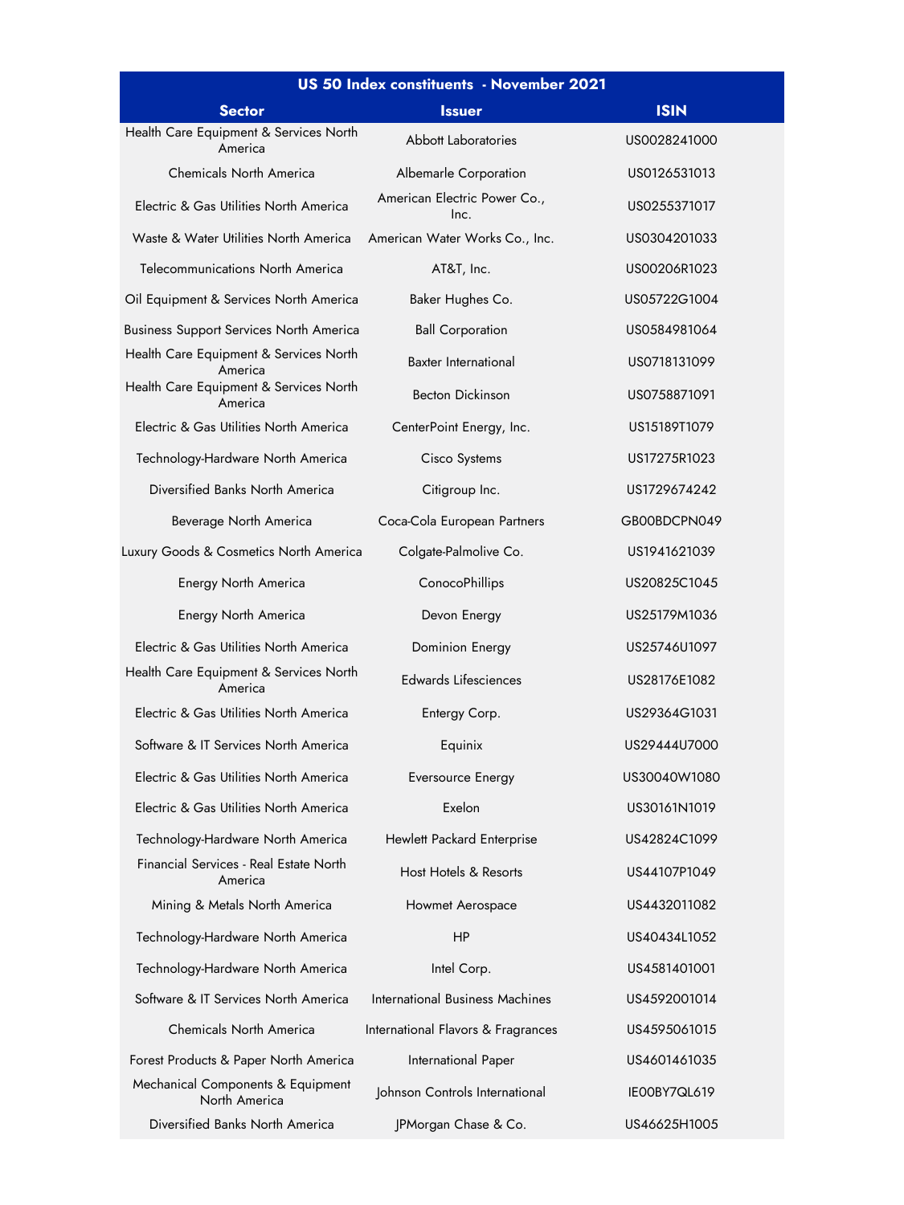| US 50 Index constituents - November 2021 | | |
|---|---|---|
| **Sector** | **Issuer** | **ISIN** |
| Health Care Equipment & Services North America | Abbott Laboratories | US0028241000 |
| Chemicals North America | Albemarle Corporation | US0126531013 |
| Electric & Gas Utilities North America | American Electric Power Co., Inc. | US0255371017 |
| Waste & Water Utilities North America | American Water Works Co., Inc. | US0304201033 |
| Telecommunications North America | AT&T, Inc. | US00206R1023 |
| Oil Equipment & Services North America | Baker Hughes Co. | US05722G1004 |
| Business Support Services North America | Ball Corporation | US0584981064 |
| Health Care Equipment & Services North America | Baxter International | US0718131099 |
| Health Care Equipment & Services North America | Becton Dickinson | US0758871091 |
| Electric & Gas Utilities North America | CenterPoint Energy, Inc. | US15189T1079 |
| Technology-Hardware North America | Cisco Systems | US17275R1023 |
| Diversified Banks North America | Citigroup Inc. | US1729674242 |
| Beverage North America | Coca-Cola European Partners | GB00BDCPN049 |
| Luxury Goods & Cosmetics North America | Colgate-Palmolive Co. | US1941621039 |
| Energy North America | ConocoPhillips | US20825C1045 |
| Energy North America | Devon Energy | US25179M1036 |
| Electric & Gas Utilities North America | Dominion Energy | US25746U1097 |
| Health Care Equipment & Services North America | Edwards Lifesciences | US28176E1082 |
| Electric & Gas Utilities North America | Entergy Corp. | US29364G1031 |
| Software & IT Services North America | Equinix | US29444U7000 |
| Electric & Gas Utilities North America | Eversource Energy | US30040W1080 |
| Electric & Gas Utilities North America | Exelon | US30161N1019 |
| Technology-Hardware North America | Hewlett Packard Enterprise | US42824C1099 |
| Financial Services - Real Estate North America | Host Hotels & Resorts | US44107P1049 |
| Mining & Metals North America | Howmet Aerospace | US4432011082 |
| Technology-Hardware North America | HP | US40434L1052 |
| Technology-Hardware North America | Intel Corp. | US4581401001 |
| Software & IT Services North America | International Business Machines | US4592001014 |
| Chemicals North America | International Flavors & Fragrances | US4595061015 |
| Forest Products & Paper North America | International Paper | US4601461035 |
| Mechanical Components & Equipment North America | Johnson Controls International | IE00BY7QL619 |
| Diversified Banks North America | JPMorgan Chase & Co. | US46625H1005 |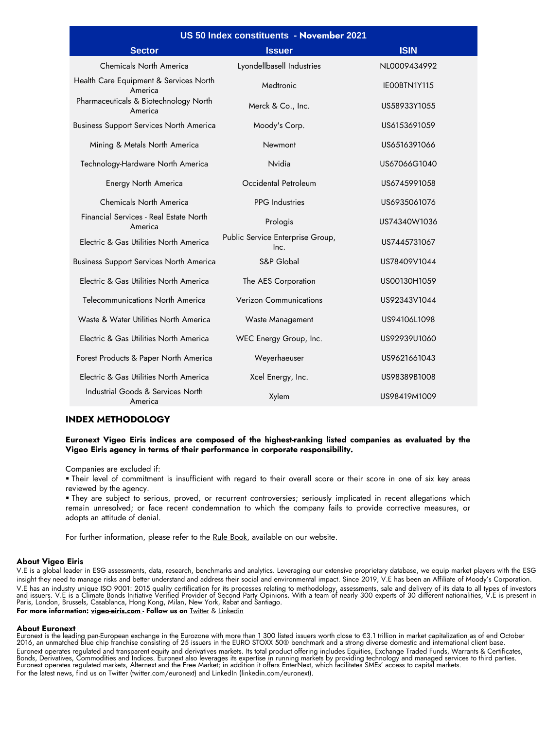| US 50 Index constituents - November 2021 | | |
|---|---|---|
| **Sector** | **Issuer** | **ISIN** |
| Chemicals North America | Lyondellbasell Industries | NL0009434992 |
| Health Care Equipment & Services North America | Medtronic | IE00BTN1Y115 |
| Pharmaceuticals & Biotechnology North America | Merck & Co., Inc. | US58933Y1055 |
| Business Support Services North America | Moody's Corp. | US6153691059 |
| Mining & Metals North America | Newmont | US6516391066 |
| Technology-Hardware North America | Nvidia | US67066G1040 |
| Energy North America | Occidental Petroleum | US6745991058 |
| Chemicals North America | PPG Industries | US6935061076 |
| Financial Services - Real Estate North America | Prologis | US74340W1036 |
| Electric & Gas Utilities North America | Public Service Enterprise Group, Inc. | US7445731067 |
| Business Support Services North America | S&P Global | US78409V1044 |
| Electric & Gas Utilities North America | The AES Corporation | US00130H1059 |
| Telecommunications North America | Verizon Communications | US92343V1044 |
| Waste & Water Utilities North America | Waste Management | US94106L1098 |
| Electric & Gas Utilities North America | WEC Energy Group, Inc. | US92939U1060 |
| Forest Products & Paper North America | Weyerhaeuser | US9621661043 |
| Electric & Gas Utilities North America | Xcel Energy, Inc. | US98389B1008 |
| Industrial Goods & Services North America | Xylem | US98419M1009 |

## INDEX METHODOLOGY

**Euronext Vigeo Eiris indices are composed of the highest-ranking listed companies as evaluated by the Vigeo Eiris agency in terms of their performance in corporate responsibility.**

Companies are excluded if:

- Their level of commitment is insufficient with regard to their overall score or their score in one of six key areas reviewed by the agency.
- They are subject to serious, proved, or recurrent controversies; seriously implicated in recent allegations which remain unresolved; or face recent condemnation to which the company fails to provide corrective measures, or adopts an attitude of denial.

For further information, please refer to the Rule Book, available on our website.

**About Vigeo Eiris**

V.E is a global leader in ESG assessments, data, research, benchmarks and analytics. Leveraging our extensive proprietary database, we equip market players with the ESG insight they need to manage risks and better understand and address their social and environmental impact. Since 2019, V.E has been an Affiliate of Moody's Corporation.

V.E has an industry unique ISO 9001: 2015 quality certification for its processes relating to methodology, assessments, sale and delivery of its data to all types of investors and issuers. V.E is a Climate Bonds Initiative Verified Provider of Second Party Opinions. With a team of nearly 300 experts of 30 different nationalities, V.E is present in Paris, London, Brussels, Casablanca, Hong Kong, Milan, New York, Rabat and Santiago.

**For more information: vigeo-eiris.com - Follow us on** Twitter & Linkedin

**About Euronext**

Euronext is the leading pan-European exchange in the Eurozone with more than 1 300 listed issuers worth close to €3.1 trillion in market capitalization as of end October 2016, an unmatched blue chip franchise consisting of 25 issuers in the EURO STOXX 50® benchmark and a strong diverse domestic and international client base.

Euronext operates regulated and transparent equity and derivatives markets. Its total product offering includes Equities, Exchange Traded Funds, Warrants & Certificates, Bonds, Derivatives, Commodities and Indices. Euronext also leverages its expertise in running markets by providing technology and managed services to third parties. Euronext operates regulated markets, Alternext and the Free Market; in addition it offers EnterNext, which facilitates SMEs' access to capital markets.

For the latest news, find us on Twitter (twitter.com/euronext) and LinkedIn (linkedin.com/euronext).